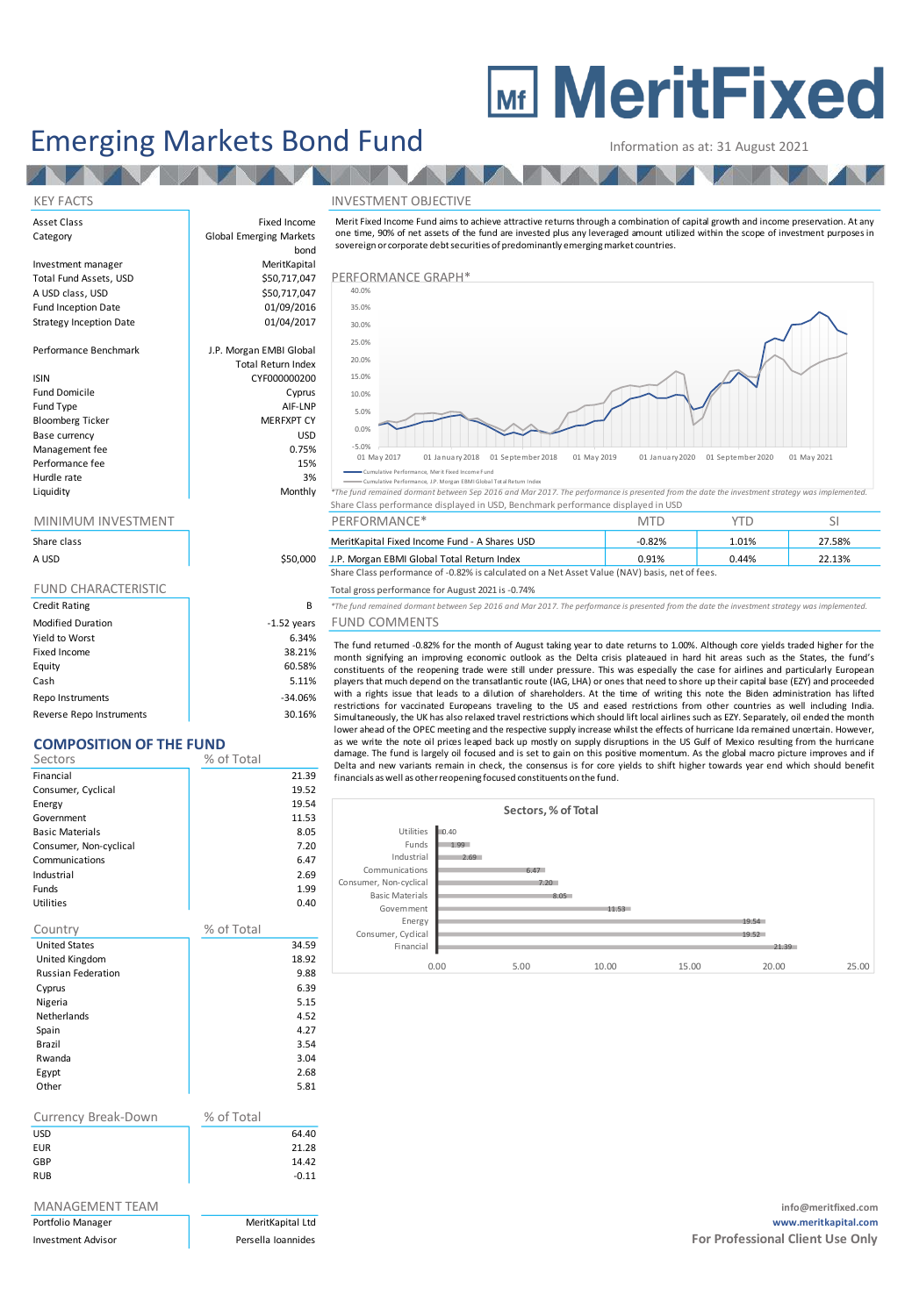# MeritFixed

# Emerging Markets Bond Fund

Information as at: 31 August 2021

## KEY FACTS

| | |
|---|---|
| Asset Class | Fixed Income |
| Category | Global Emerging Markets bond |
| Investment manager | MeritKapital |
| Total Fund Assets, USD | $50,717,047 |
| A USD class, USD | $50,717,047 |
| Fund Inception Date | 01/09/2016 |
| Strategy Inception Date | 01/04/2017 |
| Performance Benchmark | J.P. Morgan EMBI Global Total Return Index |
| ISIN | CYF000000200 |
| Fund Domicile | Cyprus |
| Fund Type | AIF-LNP |
| Bloomberg Ticker | MERFXPT CY |
| Base currency | USD |
| Management fee | 0.75% |
| Performance fee | 15% |
| Hurdle rate | 3% |
| Liquidity | Monthly |

## MINIMUM INVESTMENT

| Share class | |
|---|---|
| A USD | $50,000 |

## FUND CHARACTERISTIC

| | |
|---|---|
| Credit Rating | B |
| Modified Duration | -1.52 years |
| Yield to Worst | 6.34% |
| Fixed Income | 38.21% |
| Equity | 60.58% |
| Cash | 5.11% |
| Repo Instruments | -34.06% |
| Reverse Repo Instruments | 30.16% |

## COMPOSITION OF THE FUND

| Sectors | % of Total |
|---|---|
| Financial | 21.39 |
| Consumer, Cyclical | 19.52 |
| Energy | 19.54 |
| Government | 11.53 |
| Basic Materials | 8.05 |
| Consumer, Non-cyclical | 7.20 |
| Communications | 6.47 |
| Industrial | 2.69 |
| Funds | 1.99 |
| Utilities | 0.40 |

| Country | % of Total |
|---|---|
| United States | 34.59 |
| United Kingdom | 18.92 |
| Russian Federation | 9.88 |
| Cyprus | 6.39 |
| Nigeria | 5.15 |
| Netherlands | 4.52 |
| Spain | 4.27 |
| Brazil | 3.54 |
| Rwanda | 3.04 |
| Egypt | 2.68 |
| Other | 5.81 |

| Currency Break-Down | % of Total |
|---|---|
| USD | 64.40 |
| EUR | 21.28 |
| GBP | 14.42 |
| RUB | -0.11 |

## MANAGEMENT TEAM

| | |
|---|---|
| Portfolio Manager | MeritKapital Ltd |
| Investment Advisor | Persella Ioannides |

## INVESTMENT OBJECTIVE

Merit Fixed Income Fund aims to achieve attractive returns through a combination of capital growth and income preservation. At any one time, 90% of net assets of the fund are invested plus any leveraged amount utilized within the scope of investment purposes in sovereign or corporate debt securities of predominantly emerging market countries.

## PERFORMANCE GRAPH*

— Cumulative Performance, Merit Fixed Income Fund
— Cumulative Performance, J.P. Morgan EMBI Global Total Return Index

*The fund remained dormant between Sep 2016 and Mar 2017. The performance is presented from the date the investment strategy was implemented.

Share Class performance displayed in USD, Benchmark performance displayed in USD

| PERFORMANCE* | MTD | YTD | SI |
|---|---|---|---|
| MeritKapital Fixed Income Fund - A Shares USD | -0.82% | 1.01% | 27.58% |
| J.P. Morgan EMBI Global Total Return Index | 0.91% | 0.44% | 22.13% |

Share Class performance of -0.82% is calculated on a Net Asset Value (NAV) basis, net of fees.

Total gross performance for August 2021 is -0.74%

*The fund remained dormant between Sep 2016 and Mar 2017. The performance is presented from the date the investment strategy was implemented.

## FUND COMMENTS

The fund returned -0.82% for the month of August taking year to date returns to 1.00%. Although core yields traded higher for the month signifying an improving economic outlook as the Delta crisis plateaued in hard hit areas such as the States, the fund's constituents of the reopening trade were still under pressure. This was especially the case for airlines and particularly European players that much depend on the transatlantic route (IAG, LHA) or ones that need to shore up their capital base (EZY) and proceeded with a rights issue that leads to a dilution of shareholders. At the time of writing this note the Biden administration has lifted restrictions for vaccinated Europeans traveling to the US and eased restrictions from other countries as well including India. Simultaneously, the UK has also relaxed travel restrictions which should lift local airlines such as EZY. Separately, oil ended the month lower ahead of the OPEC meeting and the respective supply increase whilst the effects of hurricane Ida remained uncertain. However, as we write the note oil prices leaped back up mostly on supply disruptions in the US Gulf of Mexico resulting from the hurricane damage. The fund is largely oil focused and is set to gain on this positive momentum. As the global macro picture improves and if Delta and new variants remain in check, the consensus is for core yields to shift higher towards year end which should benefit financials as well as other reopening focused constituents on the fund.

**Sectors, % of Total**

| Sector | % of Total |
|---|---|
| Utilities | 0.40 |
| Funds | 1.99 |
| Industrial | 2.69 |
| Communications | 6.47 |
| Consumer, Non-cyclical | 7.20 |
| Basic Materials | 8.05 |
| Government | 11.53 |
| Energy | 19.54 |
| Consumer, Cyclical | 19.52 |
| Financial | 21.39 |

info@meritfixed.com
www.meritkapital.com
**For Professional Client Use Only**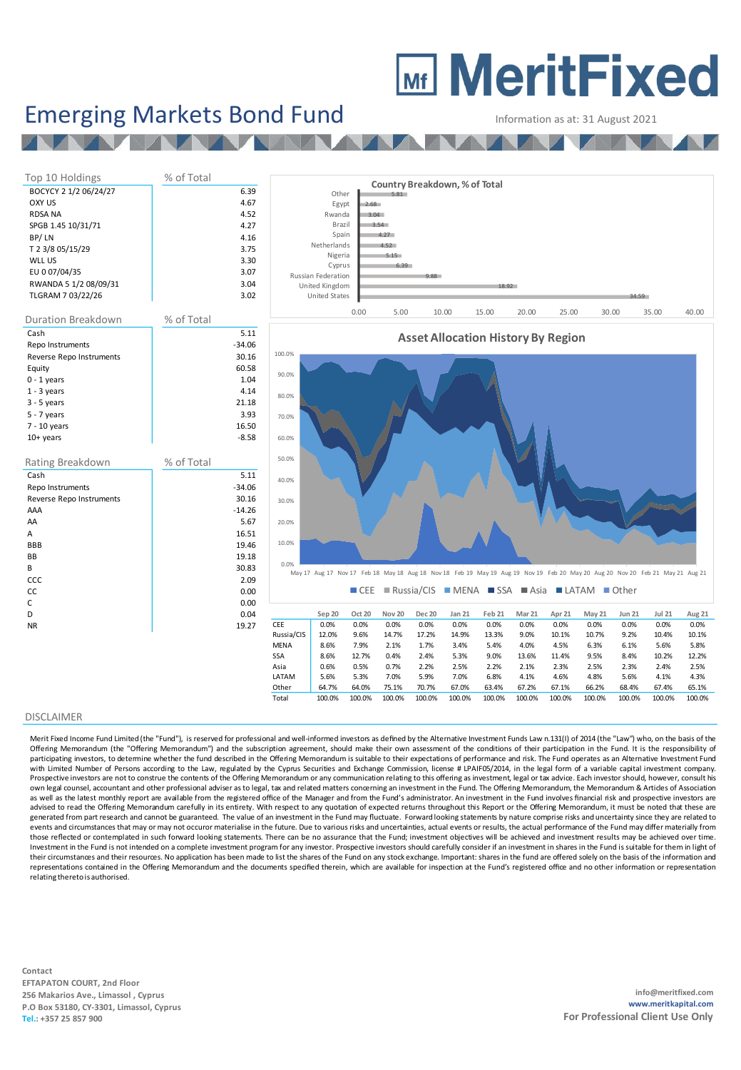# MeritFixed

## Emerging Markets Bond Fund

Information as at: 31 August 2021

| Top 10 Holdings | % of Total |
|---|---|
| BOCYCY 2 1/2 06/24/27 | 6.39 |
| OXY US | 4.67 |
| RDSA NA | 4.52 |
| SPGB 1.45 10/31/71 | 4.27 |
| BP/ LN | 4.16 |
| T 2 3/8 05/15/29 | 3.75 |
| WLL US | 3.30 |
| EU 0 07/04/35 | 3.07 |
| RWANDA 5 1/2 08/09/31 | 3.04 |
| TLGRAM 7 03/22/26 | 3.02 |

| Duration Breakdown | % of Total |
|---|---|
| Cash | 5.11 |
| Repo Instruments | -34.06 |
| Reverse Repo Instruments | 30.16 |
| Equity | 60.58 |
| 0 - 1 years | 1.04 |
| 1 - 3 years | 4.14 |
| 3 - 5 years | 21.18 |
| 5 - 7 years | 3.93 |
| 7 - 10 years | 16.50 |
| 10+ years | -8.58 |

| Rating Breakdown | % of Total |
|---|---|
| Cash | 5.11 |
| Repo Instruments | -34.06 |
| Reverse Repo Instruments | 30.16 |
| AAA | -14.26 |
| AA | 5.67 |
| A | 16.51 |
| BBB | 19.46 |
| BB | 19.18 |
| B | 30.83 |
| CCC | 2.09 |
| CC | 0.00 |
| C | 0.00 |
| D | 0.04 |
| NR | 19.27 |

Country Breakdown, % of Total

Other 5.81
Egypt 2.68
Rwanda 3.04
Brazil 3.54
Spain 4.27
Netherlands 4.52
Nigeria 5.15
Cyprus 6.39
Russian Federation 9.88
United Kingdom 18.92
United States 34.59

0.00 5.00 10.00 15.00 20.00 25.00 30.00 35.00 40.00

Asset Allocation History By Region

100.0% 90.0% 80.0% 70.0% 60.0% 50.0% 40.0% 30.0% 20.0% 10.0% 0.0%

May 17 Aug 17 Nov 17 Feb 18 May 18 Aug 18 Nov 18 Feb 19 May 19 Aug 19 Nov 19 Feb 20 May 20 Aug 20 Nov 20 Feb 21 May 21 Aug 21

CEE Russia/CIS MENA SSA Asia LATAM Other

| | Sep 20 | Oct 20 | Nov 20 | Dec 20 | Jan 21 | Feb 21 | Mar 21 | Apr 21 | May 21 | Jun 21 | Jul 21 | Aug 21 |
|---|---|---|---|---|---|---|---|---|---|---|---|---|
| CEE | 0.0% | 0.0% | 0.0% | 0.0% | 0.0% | 0.0% | 0.0% | 0.0% | 0.0% | 0.0% | 0.0% | 0.0% |
| Russia/CIS | 12.0% | 9.6% | 14.7% | 17.2% | 14.9% | 13.3% | 9.0% | 10.1% | 10.7% | 9.2% | 10.4% | 10.1% |
| MENA | 8.6% | 7.9% | 2.1% | 1.7% | 3.4% | 5.4% | 4.0% | 4.5% | 6.3% | 6.1% | 5.6% | 5.8% |
| SSA | 8.6% | 12.7% | 0.4% | 2.4% | 5.3% | 9.0% | 13.6% | 11.4% | 9.5% | 8.4% | 10.2% | 12.2% |
| Asia | 0.6% | 0.5% | 0.7% | 2.2% | 2.5% | 2.2% | 2.1% | 2.3% | 2.5% | 2.3% | 2.4% | 2.5% |
| LATAM | 5.6% | 5.3% | 7.0% | 5.9% | 7.0% | 6.8% | 4.1% | 4.6% | 4.8% | 5.6% | 4.1% | 4.3% |
| Other | 64.7% | 64.0% | 75.1% | 70.7% | 67.0% | 63.4% | 67.2% | 67.1% | 66.2% | 68.4% | 67.4% | 65.1% |
| Total | 100.0% | 100.0% | 100.0% | 100.0% | 100.0% | 100.0% | 100.0% | 100.0% | 100.0% | 100.0% | 100.0% | 100.0% |

## DISCLAIMER

Merit Fixed Income Fund Limited (the "Fund"), is reserved for professional and well-informed investors as defined by the Alternative Investment Funds Law n.131(I) of 2014 (the "Law") who, on the basis of the Offering Memorandum (the "Offering Memorandum") and the subscription agreement, should make their own assessment of the conditions of their participation in the Fund. It is the responsibility of participating investors, to determine whether the fund described in the Offering Memorandum is suitable to their expectations of performance and risk. The Fund operates as an Alternative Investment Fund with Limited Number of Persons according to the Law, regulated by the Cyprus Securities and Exchange Commission, license # LPAIF05/2014, in the legal form of a variable capital investment company. Prospective investors are not to construe the contents of the Offering Memorandum or any communication relating to this offering as investment, legal or tax advice. Each investor should, however, consult his own legal counsel, accountant and other professional adviser as to legal, tax and related matters concerning an investment in the Fund. The Offering Memorandum, the Memorandum & Articles of Association as well as the latest monthly report are available from the registered office of the Manager and from the Fund's administrator. An investment in the Fund involves financial risk and prospective investors are advised to read the Offering Memorandum carefully in its entirety. With respect to any quotation of expected returns throughout this Report or the Offering Memorandum, it must be noted that these are generated from part research and cannot be guaranteed. The value of an investment in the Fund may fluctuate. Forward looking statements by nature comprise risks and uncertainty since they are related to events and circumstances that may or may not occur materialise in the future. Due to various risks and uncertainties, actual events or results, the actual performance of the Fund may differ materially from those reflected or contemplated in such forward looking statements. There can be no assurance that the Fund; investment objectives will be achieved and investment results may be achieved over time. Investment in the Fund is not intended on a complete investment program for any investor. Prospective investors should carefully consider if an investment in shares in the Fund is suitable for them in light of their circumstances and their resources. No application has been made to list the shares of the Fund on any stock exchange. Important: shares in the fund are offered solely on the basis of the information and representations contained in the Offering Memorandum and the documents specified therein, which are available for inspection at the Fund's registered office and no other information or representation relating thereto is authorised.

**Contact**
**EFTAPATON COURT, 2nd Floor**
**256 Makarios Ave., Limassol , Cyprus**
**P.O Box 53180, CY-3301, Limassol, Cyprus**
**Tel.: +357 25 857 900**

**info@meritfixed.com**
**www.meritkapital.com**
**For Professional Client Use Only**